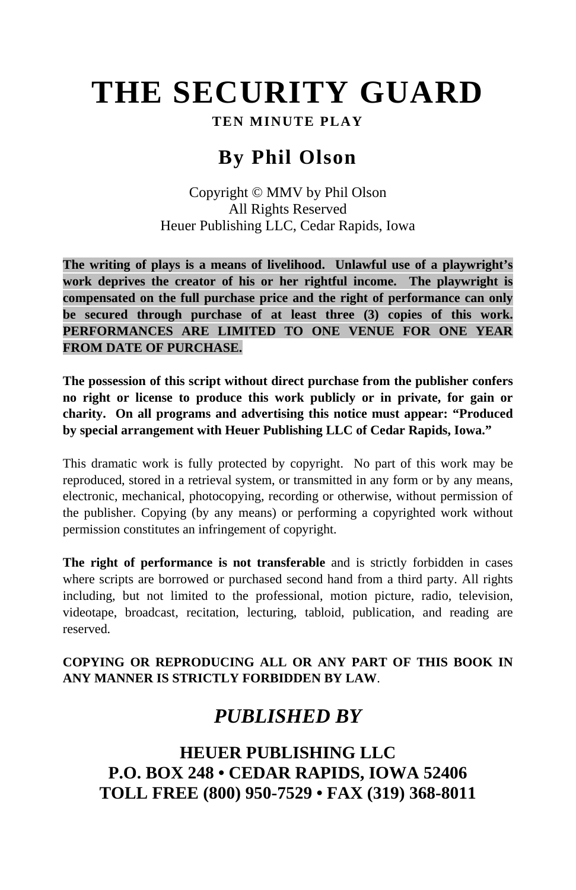# THE SECURITY GUARD

**TEN MINUTE PLAY**

## By Phil Olson

Copyright © MMV by Phil Olson
All Rights Reserved
Heuer Publishing LLC, Cedar Rapids, Iowa

**The writing of plays is a means of livelihood. Unlawful use of a playwright's work deprives the creator of his or her rightful income. The playwright is compensated on the full purchase price and the right of performance can only be secured through purchase of at least three (3) copies of this work. PERFORMANCES ARE LIMITED TO ONE VENUE FOR ONE YEAR FROM DATE OF PURCHASE.**

**The possession of this script without direct purchase from the publisher confers no right or license to produce this work publicly or in private, for gain or charity. On all programs and advertising this notice must appear: "Produced by special arrangement with Heuer Publishing LLC of Cedar Rapids, Iowa."**

This dramatic work is fully protected by copyright. No part of this work may be reproduced, stored in a retrieval system, or transmitted in any form or by any means, electronic, mechanical, photocopying, recording or otherwise, without permission of the publisher. Copying (by any means) or performing a copyrighted work without permission constitutes an infringement of copyright.

**The right of performance is not transferable** and is strictly forbidden in cases where scripts are borrowed or purchased second hand from a third party. All rights including, but not limited to the professional, motion picture, radio, television, videotape, broadcast, recitation, lecturing, tabloid, publication, and reading are reserved.

**COPYING OR REPRODUCING ALL OR ANY PART OF THIS BOOK IN ANY MANNER IS STRICTLY FORBIDDEN BY LAW**.

## *PUBLISHED BY*

**HEUER PUBLISHING LLC**
**P.O. BOX 248 • CEDAR RAPIDS, IOWA 52406**
**TOLL FREE (800) 950-7529 • FAX (319) 368-8011**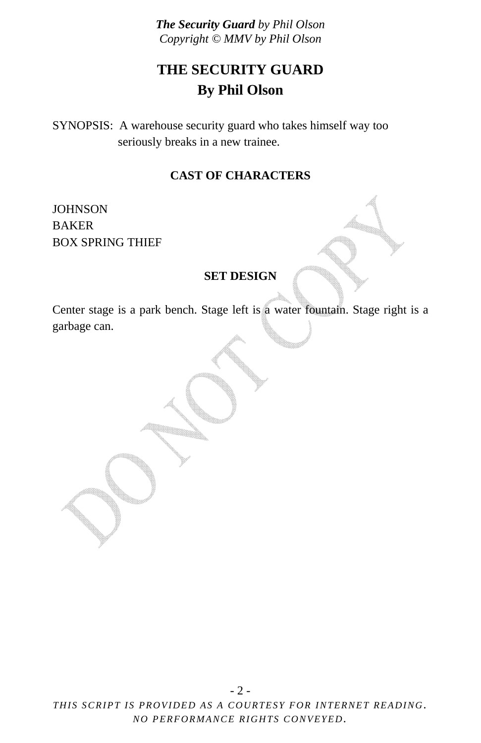# THE SECURITY GUARD
## By Phil Olson

SYNOPSIS: A warehouse security guard who takes himself way too seriously breaks in a new trainee.

### CAST OF CHARACTERS

JOHNSON
BAKER
BOX SPRING THIEF

### SET DESIGN

Center stage is a park bench. Stage left is a water fountain. Stage right is a garbage can.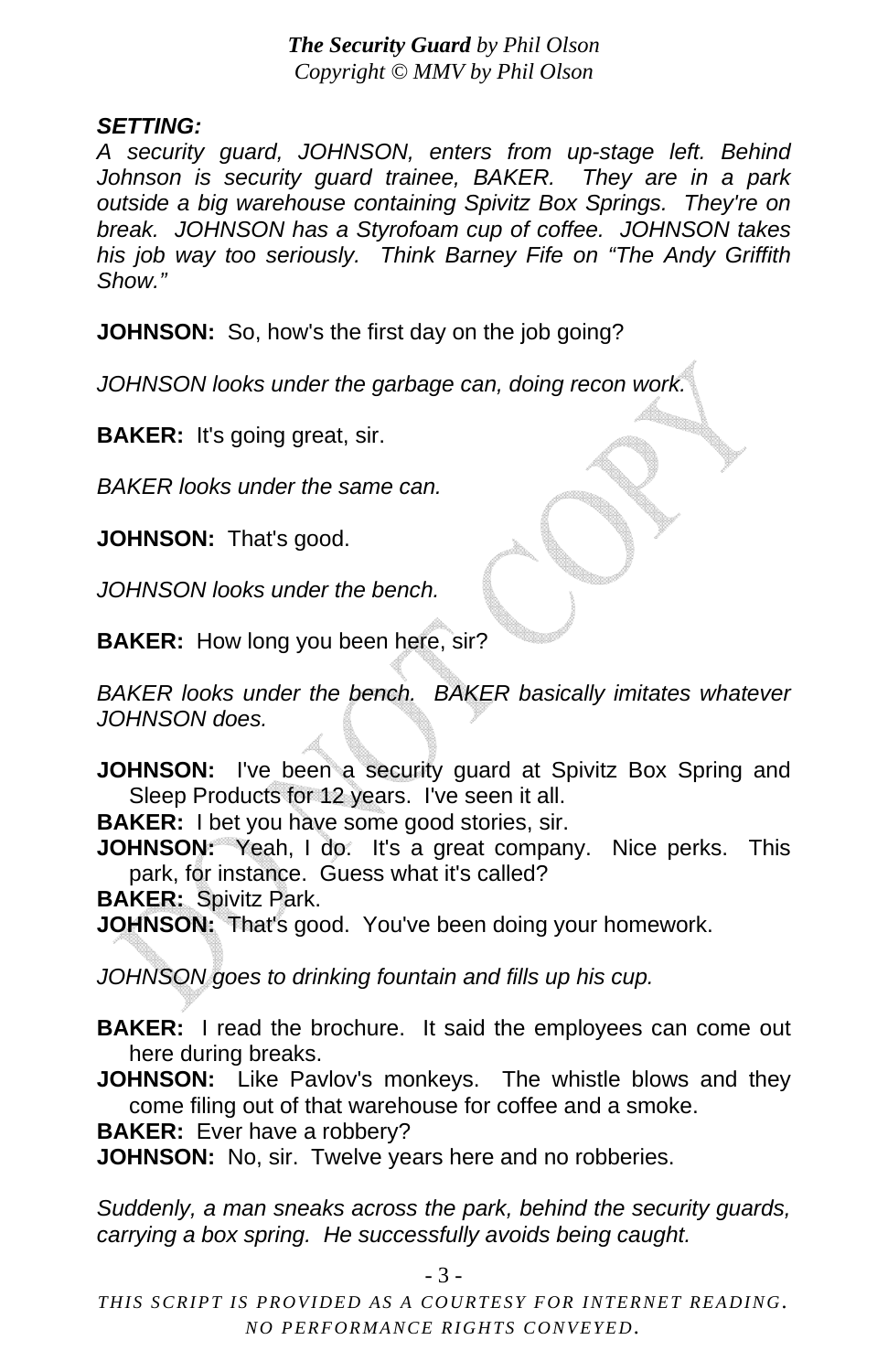***The Security Guard*** *by Phil Olson*
*Copyright © MMV by Phil Olson*

***SETTING:***
*A security guard, JOHNSON, enters from up-stage left. Behind Johnson is security guard trainee, BAKER. They are in a park outside a big warehouse containing Spivitz Box Springs. They're on break. JOHNSON has a Styrofoam cup of coffee. JOHNSON takes his job way too seriously. Think Barney Fife on "The Andy Griffith Show."*

**JOHNSON:** So, how's the first day on the job going?

*JOHNSON looks under the garbage can, doing recon work.*

**BAKER:** It's going great, sir.

*BAKER looks under the same can.*

**JOHNSON:** That's good.

*JOHNSON looks under the bench.*

**BAKER:** How long you been here, sir?

*BAKER looks under the bench. BAKER basically imitates whatever JOHNSON does.*

**JOHNSON:** I've been a security guard at Spivitz Box Spring and Sleep Products for 12 years. I've seen it all.
**BAKER:** I bet you have some good stories, sir.
**JOHNSON:** Yeah, I do. It's a great company. Nice perks. This park, for instance. Guess what it's called?
**BAKER:** Spivitz Park.
**JOHNSON:** That's good. You've been doing your homework.

*JOHNSON goes to drinking fountain and fills up his cup.*

**BAKER:** I read the brochure. It said the employees can come out here during breaks.
**JOHNSON:** Like Pavlov's monkeys. The whistle blows and they come filing out of that warehouse for coffee and a smoke.
**BAKER:** Ever have a robbery?
**JOHNSON:** No, sir. Twelve years here and no robberies.

*Suddenly, a man sneaks across the park, behind the security guards, carrying a box spring. He successfully avoids being caught.*

*THIS SCRIPT IS PROVIDED AS A COURTESY FOR INTERNET READING. NO PERFORMANCE RIGHTS CONVEYED.*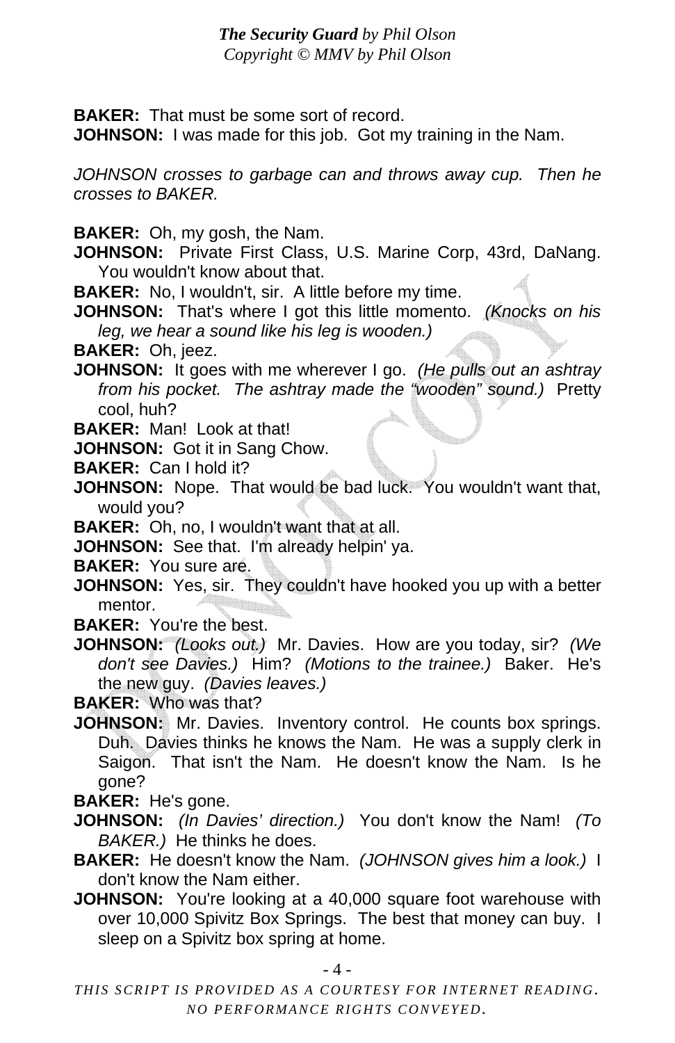**BAKER:** That must be some sort of record.

**JOHNSON:** I was made for this job. Got my training in the Nam.

*JOHNSON crosses to garbage can and throws away cup. Then he crosses to BAKER.*

**BAKER:** Oh, my gosh, the Nam.

**JOHNSON:** Private First Class, U.S. Marine Corp, 43rd, DaNang. You wouldn't know about that.

**BAKER:** No, I wouldn't, sir. A little before my time.

**JOHNSON:** That's where I got this little momento. *(Knocks on his leg, we hear a sound like his leg is wooden.)*

**BAKER:** Oh, jeez.

**JOHNSON:** It goes with me wherever I go. *(He pulls out an ashtray from his pocket. The ashtray made the "wooden" sound.)* Pretty cool, huh?

**BAKER:** Man! Look at that!

**JOHNSON:** Got it in Sang Chow.

**BAKER:** Can I hold it?

**JOHNSON:** Nope. That would be bad luck. You wouldn't want that, would you?

**BAKER:** Oh, no, I wouldn't want that at all.

**JOHNSON:** See that. I'm already helpin' ya.

**BAKER:** You sure are.

**JOHNSON:** Yes, sir. They couldn't have hooked you up with a better mentor.

**BAKER:** You're the best.

**JOHNSON:** *(Looks out.)* Mr. Davies. How are you today, sir? *(We don't see Davies.)* Him? *(Motions to the trainee.)* Baker. He's the new guy. *(Davies leaves.)*

**BAKER:** Who was that?

**JOHNSON:** Mr. Davies. Inventory control. He counts box springs. Duh. Davies thinks he knows the Nam. He was a supply clerk in Saigon. That isn't the Nam. He doesn't know the Nam. Is he gone?

**BAKER:** He's gone.

**JOHNSON:** *(In Davies' direction.)* You don't know the Nam! *(To BAKER.)* He thinks he does.

**BAKER:** He doesn't know the Nam. *(JOHNSON gives him a look.)* I don't know the Nam either.

**JOHNSON:** You're looking at a 40,000 square foot warehouse with over 10,000 Spivitz Box Springs. The best that money can buy. I sleep on a Spivitz box spring at home.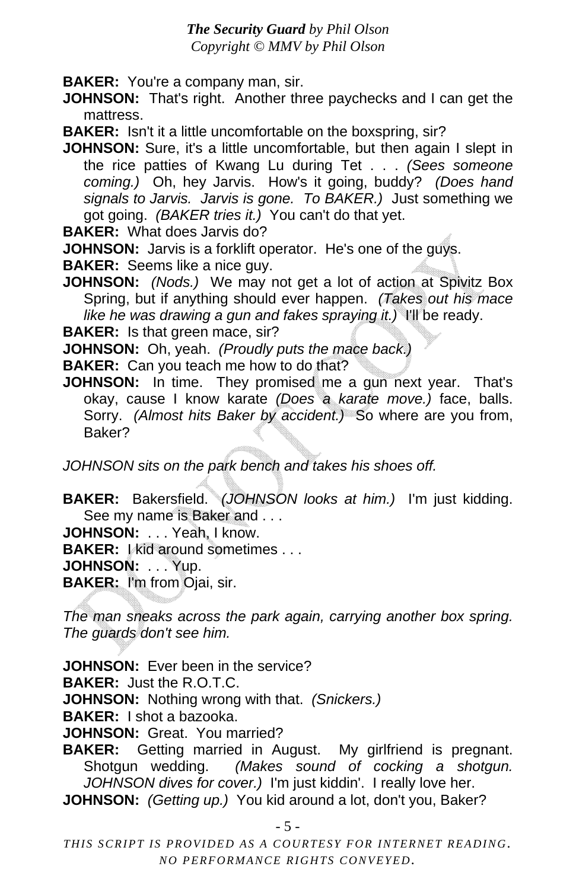**BAKER:** You're a company man, sir.

**JOHNSON:** That's right. Another three paychecks and I can get the mattress.

**BAKER:** Isn't it a little uncomfortable on the boxspring, sir?

**JOHNSON:** Sure, it's a little uncomfortable, but then again I slept in the rice patties of Kwang Lu during Tet . . . *(Sees someone coming.)* Oh, hey Jarvis. How's it going, buddy? *(Does hand signals to Jarvis. Jarvis is gone. To BAKER.)* Just something we got going. *(BAKER tries it.)* You can't do that yet.

**BAKER:** What does Jarvis do?

**JOHNSON:** Jarvis is a forklift operator. He's one of the guys.

**BAKER:** Seems like a nice guy.

**JOHNSON:** *(Nods.)* We may not get a lot of action at Spivitz Box Spring, but if anything should ever happen. *(Takes out his mace like he was drawing a gun and fakes spraying it.)* I'll be ready.

**BAKER:** Is that green mace, sir?

**JOHNSON:** Oh, yeah. *(Proudly puts the mace back.)*

**BAKER:** Can you teach me how to do that?

**JOHNSON:** In time. They promised me a gun next year. That's okay, cause I know karate *(Does a karate move.)* face, balls. Sorry. *(Almost hits Baker by accident.)* So where are you from, Baker?

*JOHNSON sits on the park bench and takes his shoes off.*

**BAKER:** Bakersfield. *(JOHNSON looks at him.)* I'm just kidding. See my name is Baker and . . .

**JOHNSON:** . . . Yeah, I know.

**BAKER:** I kid around sometimes . . .

**JOHNSON:** . . . Yup.

**BAKER:** I'm from Ojai, sir.

*The man sneaks across the park again, carrying another box spring. The guards don't see him.*

**JOHNSON:** Ever been in the service?

**BAKER:** Just the R.O.T.C.

**JOHNSON:** Nothing wrong with that. *(Snickers.)*

**BAKER:** I shot a bazooka.

**JOHNSON:** Great. You married?

**BAKER:** Getting married in August. My girlfriend is pregnant. Shotgun wedding. *(Makes sound of cocking a shotgun. JOHNSON dives for cover.)* I'm just kiddin'. I really love her.

**JOHNSON:** *(Getting up.)* You kid around a lot, don't you, Baker?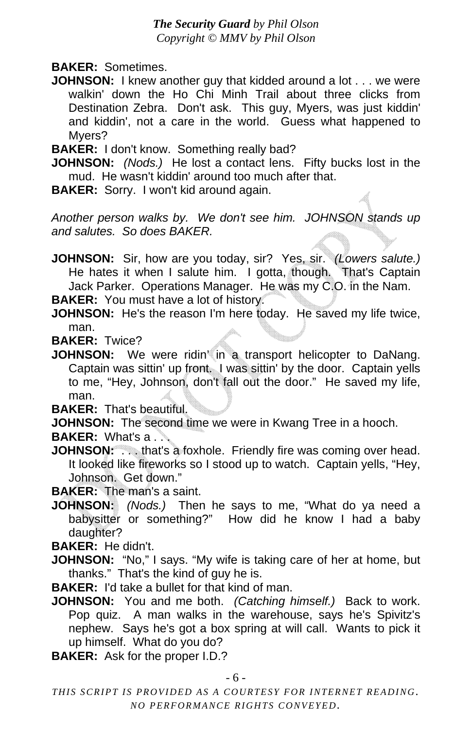**BAKER:** Sometimes.

**JOHNSON:** I knew another guy that kidded around a lot . . . we were walkin' down the Ho Chi Minh Trail about three clicks from Destination Zebra. Don't ask. This guy, Myers, was just kiddin' and kiddin', not a care in the world. Guess what happened to Myers?

**BAKER:** I don't know. Something really bad?

**JOHNSON:** *(Nods.)* He lost a contact lens. Fifty bucks lost in the mud. He wasn't kiddin' around too much after that.

**BAKER:** Sorry. I won't kid around again.

*Another person walks by. We don't see him. JOHNSON stands up and salutes. So does BAKER.*

**JOHNSON:** Sir, how are you today, sir? Yes, sir. *(Lowers salute.)* He hates it when I salute him. I gotta, though. That's Captain Jack Parker. Operations Manager. He was my C.O. in the Nam.

**BAKER:** You must have a lot of history.

**JOHNSON:** He's the reason I'm here today. He saved my life twice, man.

**BAKER:** Twice?

**JOHNSON:** We were ridin' in a transport helicopter to DaNang. Captain was sittin' up front. I was sittin' by the door. Captain yells to me, "Hey, Johnson, don't fall out the door." He saved my life, man.

**BAKER:** That's beautiful.

**JOHNSON:** The second time we were in Kwang Tree in a hooch.

**BAKER:** What's a . . .

**JOHNSON:** . . . that's a foxhole. Friendly fire was coming over head. It looked like fireworks so I stood up to watch. Captain yells, "Hey, Johnson. Get down."

**BAKER:** The man's a saint.

**JOHNSON:** *(Nods.)* Then he says to me, "What do ya need a babysitter or something?" How did he know I had a baby daughter?

**BAKER:** He didn't.

**JOHNSON:** "No," I says. "My wife is taking care of her at home, but thanks." That's the kind of guy he is.

**BAKER:** I'd take a bullet for that kind of man.

**JOHNSON:** You and me both. *(Catching himself.)* Back to work. Pop quiz. A man walks in the warehouse, says he's Spivitz's nephew. Says he's got a box spring at will call. Wants to pick it up himself. What do you do?

**BAKER:** Ask for the proper I.D.?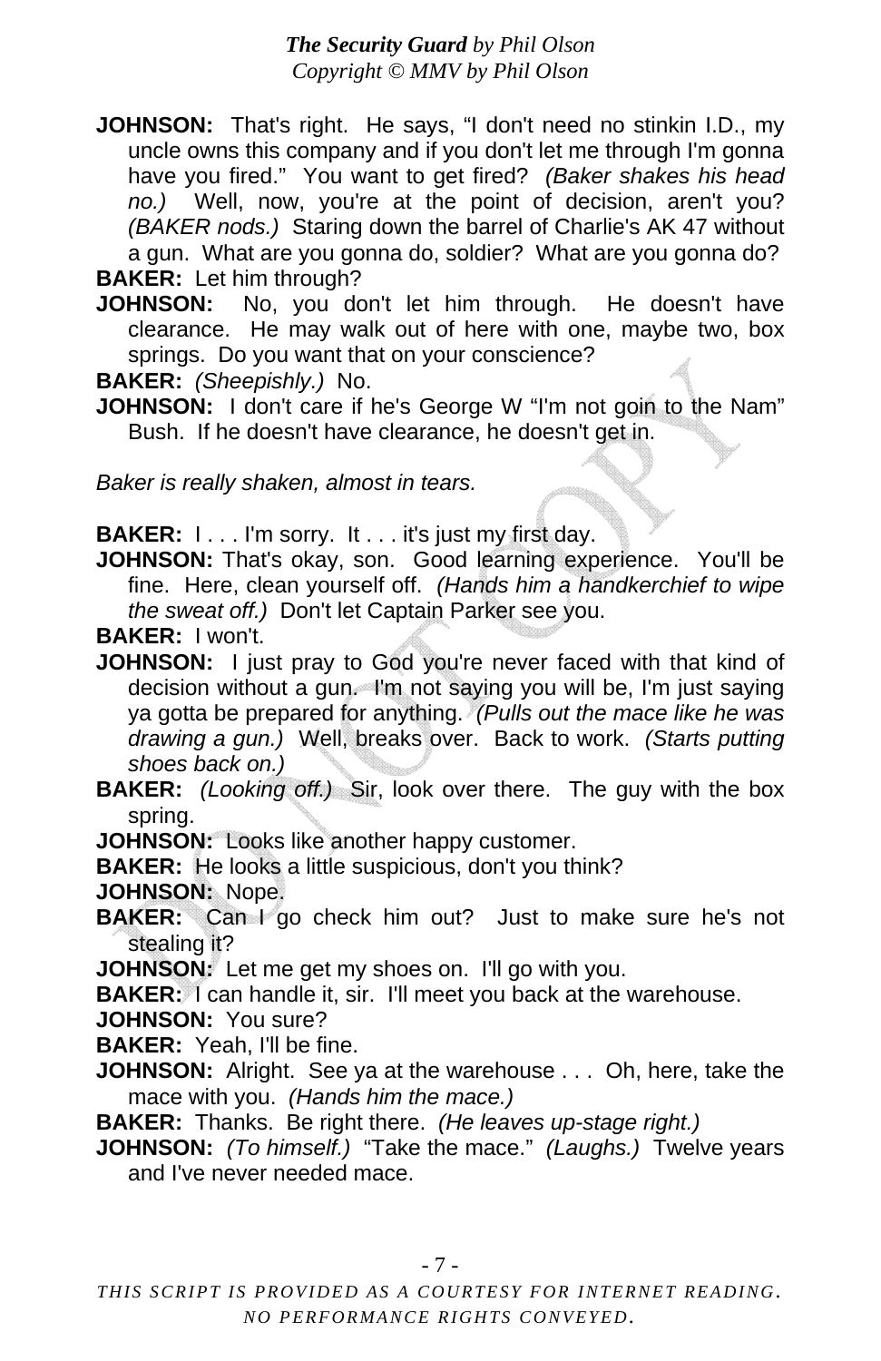**JOHNSON:** That's right. He says, "I don't need no stinkin I.D., my uncle owns this company and if you don't let me through I'm gonna have you fired." You want to get fired? *(Baker shakes his head no.)* Well, now, you're at the point of decision, aren't you? *(BAKER nods.)* Staring down the barrel of Charlie's AK 47 without a gun. What are you gonna do, soldier? What are you gonna do?

**BAKER:** Let him through?

**JOHNSON:** No, you don't let him through. He doesn't have clearance. He may walk out of here with one, maybe two, box springs. Do you want that on your conscience?

**BAKER:** *(Sheepishly.)* No.

**JOHNSON:** I don't care if he's George W "I'm not goin to the Nam" Bush. If he doesn't have clearance, he doesn't get in.

*Baker is really shaken, almost in tears.*

**BAKER:** I . . . I'm sorry. It . . . it's just my first day.

**JOHNSON:** That's okay, son. Good learning experience. You'll be fine. Here, clean yourself off. *(Hands him a handkerchief to wipe the sweat off.)* Don't let Captain Parker see you.

**BAKER:** I won't.

**JOHNSON:** I just pray to God you're never faced with that kind of decision without a gun. I'm not saying you will be, I'm just saying ya gotta be prepared for anything. *(Pulls out the mace like he was drawing a gun.)* Well, breaks over. Back to work. *(Starts putting shoes back on.)*

**BAKER:** *(Looking off.)* Sir, look over there. The guy with the box spring.

**JOHNSON:** Looks like another happy customer.

**BAKER:** He looks a little suspicious, don't you think?

**JOHNSON:** Nope.

**BAKER:** Can I go check him out? Just to make sure he's not stealing it?

**JOHNSON:** Let me get my shoes on. I'll go with you.

**BAKER:** I can handle it, sir. I'll meet you back at the warehouse.

**JOHNSON:** You sure?

**BAKER:** Yeah, I'll be fine.

**JOHNSON:** Alright. See ya at the warehouse . . . Oh, here, take the mace with you. *(Hands him the mace.)*

**BAKER:** Thanks. Be right there. *(He leaves up-stage right.)*

**JOHNSON:** *(To himself.)* "Take the mace." *(Laughs.)* Twelve years and I've never needed mace.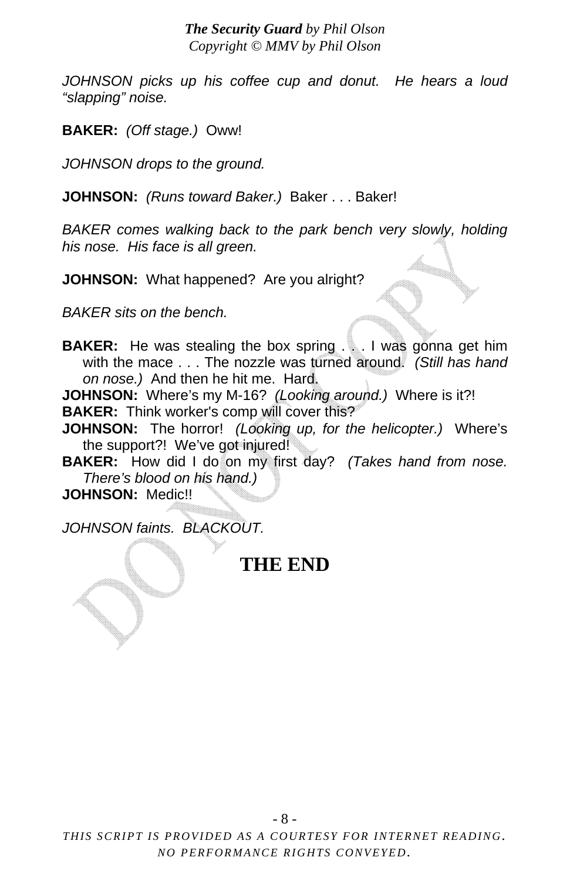*JOHNSON picks up his coffee cup and donut. He hears a loud "slapping" noise.*

**BAKER:** *(Off stage.)* Oww!

*JOHNSON drops to the ground.*

**JOHNSON:** *(Runs toward Baker.)* Baker . . . Baker!

*BAKER comes walking back to the park bench very slowly, holding his nose. His face is all green.*

**JOHNSON:** What happened? Are you alright?

*BAKER sits on the bench.*

**BAKER:** He was stealing the box spring . . . I was gonna get him with the mace . . . The nozzle was turned around. *(Still has hand on nose.)* And then he hit me. Hard.

**JOHNSON:** Where's my M-16? *(Looking around.)* Where is it?!

**BAKER:** Think worker's comp will cover this?

**JOHNSON:** The horror! *(Looking up, for the helicopter.)* Where's the support?! We've got injured!

**BAKER:** How did I do on my first day? *(Takes hand from nose. There's blood on his hand.)*

**JOHNSON:** Medic!!

*JOHNSON faints. BLACKOUT.*

# THE END

*THIS SCRIPT IS PROVIDED AS A COURTESY FOR INTERNET READING. NO PERFORMANCE RIGHTS CONVEYED.*